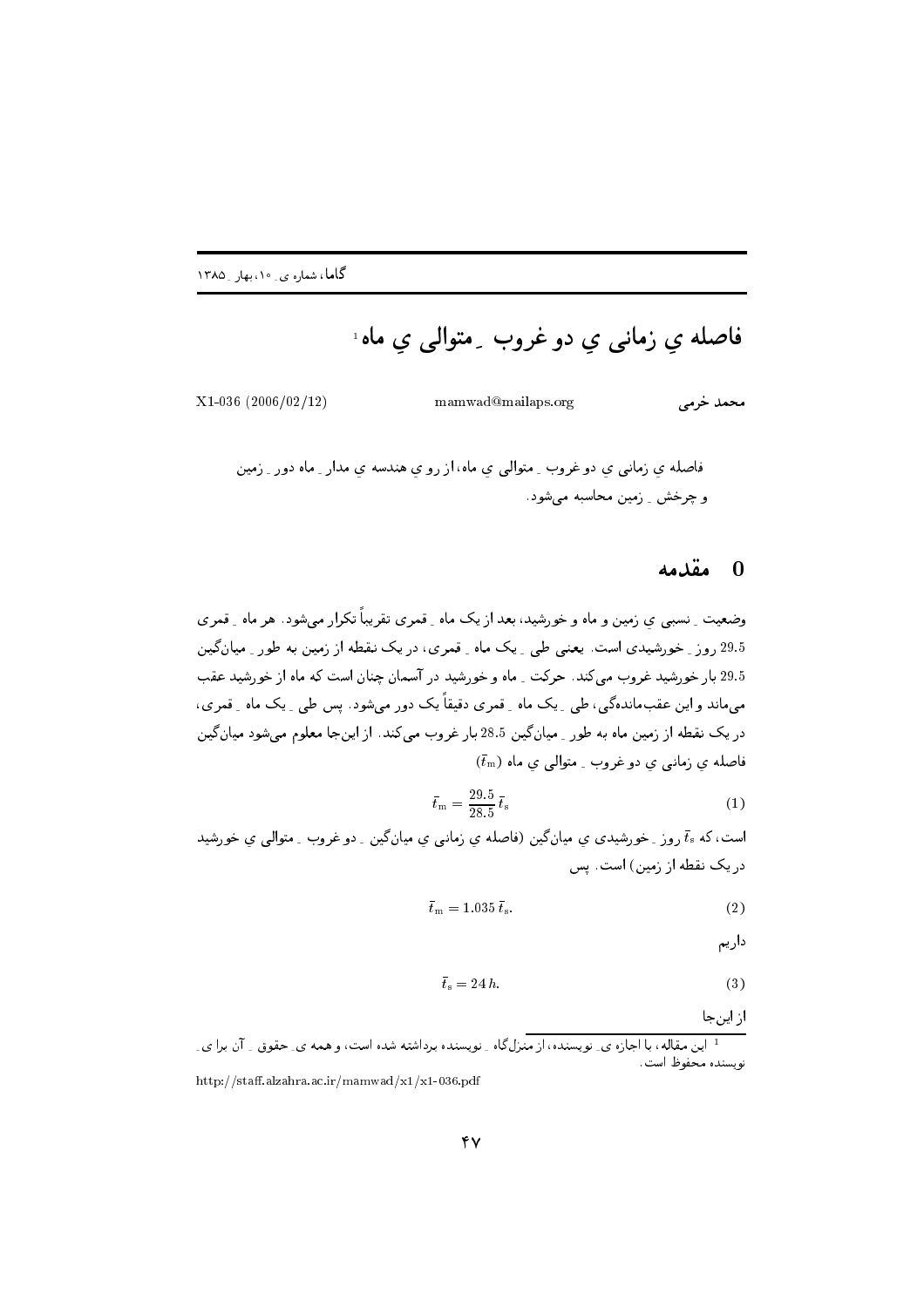# فاصله ي زماني يِ دو غروب ِ متوالي يِ ماه[1]

محمد خرمی　　mamwad@mailaps.org　　X1-036 (2006/02/12)

فاصله ي زماني يِ دو غروب ِ متوالي يِ ماه، از رو يِ هندسه ي مدار ِ ماه دور ِ زمين و چرخش ِ زمين محاسبه می‌شود.

## 0 مقدمه

وضعيت ِ نسبی يِ زمين و ماه و خورشيد، بعد از يک ماه ِ قمری تقريباً تکرار می‌شود. هر ماه ِ قمری 29.5 روز ِ خورشيدی است. يعنی طی ِ يک ماه ِ قمری، در يک نقطه از زمين به طور ِ ميان‌گين 29.5 بار خورشيد غروب می‌کند. حرکت ِ ماه و خورشيد در آسمان چنان است که ماه از خورشيد عقب می‌ماند و اين عقب‌مانده‌گی، طی ِ يک ماه ِ قمری دقيقاً يک دور می‌شود. پس طی ِ يک ماه ِ قمری، در يک نقطه از زمين ماه به طور ِ ميان‌گين 28.5 بار غروب می‌کند. از اين‌جا معلوم می‌شود ميان‌گين فاصله ي زمانی يِ دو غروب ِ متوالی يِ ماه ($\bar{t}_{\rm m}$)

$$\bar{t}_{\rm m} = \frac{29.5}{28.5}\,\bar{t}_{\rm s} \tag{1}$$

است، که $\bar{t}_{\rm s}$ روز ِ خورشيدی يِ ميان‌گين (فاصله ي زمانی يِ ميان‌گين ِ دو غروب ِ متوالی يِ خورشيد در يک نقطه از زمين) است. پس

$$\bar{t}_{\rm m} = 1.035\,\bar{t}_{\rm s}. \tag{2}$$

داريم

$$\bar{t}_{\rm s} = 24\,h. \tag{3}$$

از اين‌جا

---

[1] اين مقاله، با اجازه ی ِ نويسنده، از منزل‌گاه ِ نويسنده برداشته شده است، و همه ی ِ حقوق ِ آن برا ی ِ نويسنده محفوظ است.

http://staff.alzahra.ac.ir/mamwad/x1/x1-036.pdf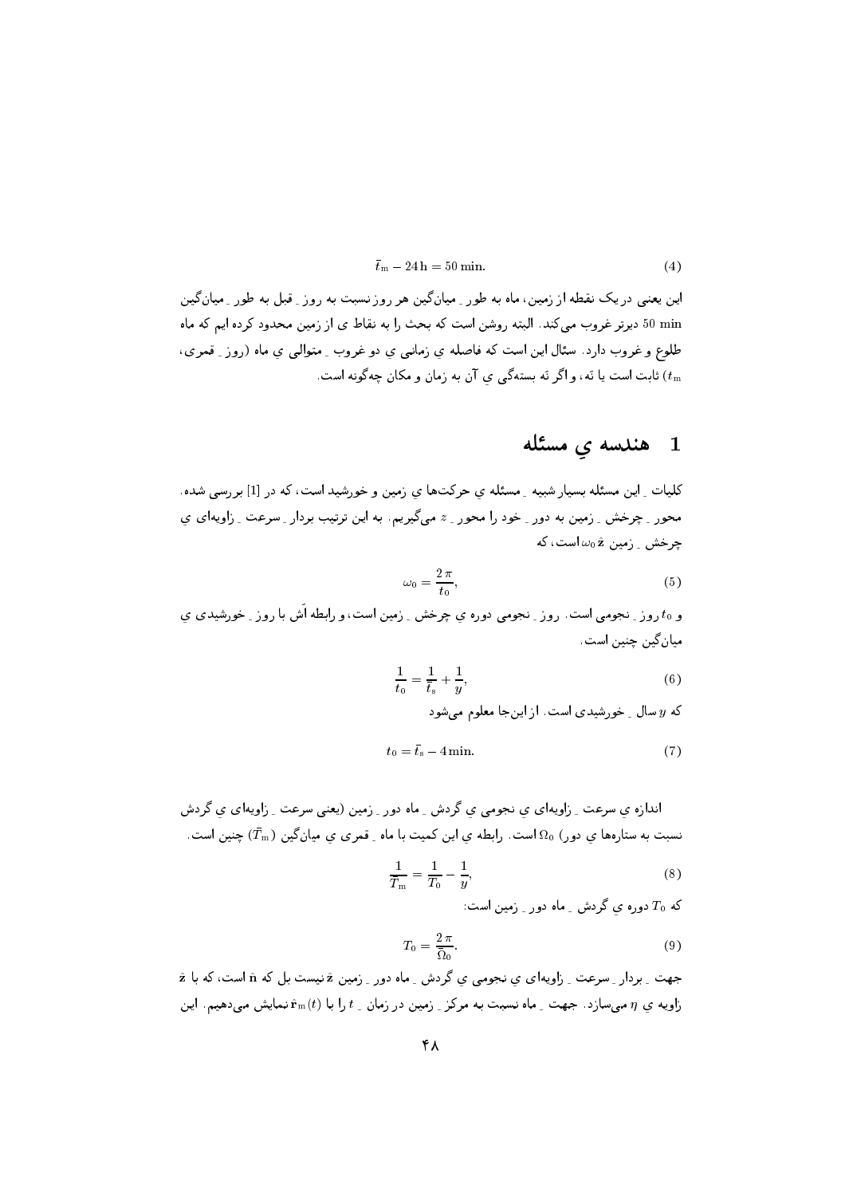$$\bar{t}_{\rm m} - 24\,{\rm h} = 50\ {\rm min}. \tag{4}$$

این یعنی در یک نقطه از زمین، ماه به طورِ میانگین هر روز نسبت به روزِ قبل به طورِ میانگین 50 min دیرتر غروب می‌کند. البته روشن است که بحث را به نقاط ی از زمین محدود کرده ایم که ماه طلوع و غروب دارد. سئال این است که فاصله ی زمانی ی دو غروبِ متوالی ی ماه (روزِ قمری، $t_{\rm m}$) ثابت است یا نه، و اگر نه بستهگی ی آن به زمان و مکان چه‌گونه است.

## 1 هندسه یِ مسئله

کلیاتِ این مسئله بسیار شبیهِ مسئله ی حرکت‌ها ی زمین و خورشید است، که در [1] بررسی شده. محورِ چرخشِ زمین به دورِ خود را محورِ $z$ می‌گیریم. به این ترتیب بردارِ سرعتِ زاویه‌ای یِ چرخشِ زمین $\omega_0\,\hat{\mathbf{z}}$ است، که

$$\omega_0 = \frac{2\,\pi}{t_0}, \tag{5}$$

و $t_0$ روزِ نجومی است. روزِ نجومی دوره ی چرخشِ زمین است، و رابطه اَش با روزِ خورشیدی ی میان‌گین چنین است.

$$\frac{1}{t_0} = \frac{1}{\bar{t}_{\rm s}} + \frac{1}{y}, \tag{6}$$

که $y$ سالِ خورشیدی است. از این‌جا معلوم می‌شود

$$t_0 = \bar{t}_{\rm s} - 4\,{\rm min}. \tag{7}$$

اندازه یِ سرعتِ زاویه‌ای یِ نجومی یِ گردشِ ماه دورِ زمین (یعنی سرعتِ زاویه‌ای یِ گردش نسبت به ستاره‌ها یِ دور) $\Omega_0$ است. رابطه یِ این کمیت با ماهِ قمری یِ میان‌گین ($\bar{T}_{\rm m}$) چنین است.

$$\frac{1}{\bar{T}_{\rm m}} = \frac{1}{T_0} - \frac{1}{y}, \tag{8}$$

که $T_0$ دوره یِ گردشِ ماه دورِ زمین است:

$$T_0 = \frac{2\,\pi}{\Omega_0}. \tag{9}$$

جهتِ بردارِ سرعتِ زاویه‌ای یِ نجومی یِ گردشِ ماه دورِ زمین $\hat{\mathbf{z}}$ نیست بل که $\hat{\mathbf{n}}$ است، که با $\hat{\mathbf{z}}$ زاویه یِ $\eta$ می‌سازد. جهتِ ماه نسبت به مرکزِ زمین در زمانِ $t$ را با $\hat{\mathbf{r}}_{\rm m}(t)$ نمایش می‌دهیم. این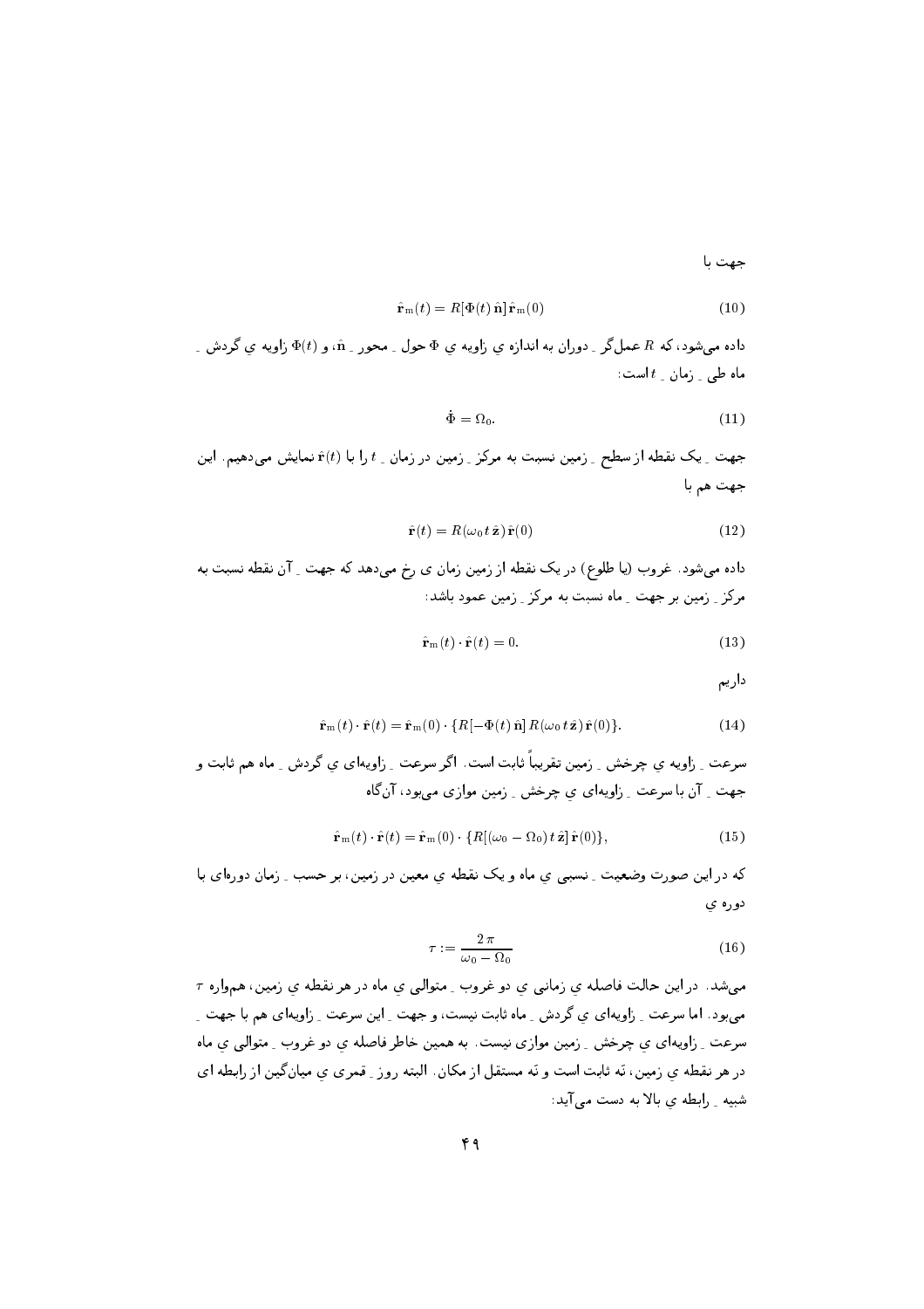جهت با

$$\hat{\mathbf{r}}_{\mathrm{m}}(t) = R[\Phi(t)\,\hat{\mathbf{n}}]\,\hat{\mathbf{r}}_{\mathrm{m}}(0) \tag{10}$$

داده می‌شود، که $R$ عمل‌گر ِ دوران به اندازه ی زاویه ی $\Phi$ حول ِ محور ِ $\hat{\mathbf{n}}$، و $\Phi(t)$ زاویه ی گردش ِ ماه طی ِ زمان ِ $t$ است:

$$\dot{\Phi} = \Omega_0. \tag{11}$$

جهت ِ یک نقطه از سطح ِ زمین نسبت به مرکز ِ زمین در زمان ِ $t$ را با $\hat{\mathbf{r}}(t)$ نمایش می‌دهیم. این جهت هم با

$$\hat{\mathbf{r}}(t) = R(\omega_0\, t\, \hat{\mathbf{z}})\,\hat{\mathbf{r}}(0) \tag{12}$$

داده می‌شود. غروب (یا طلوع) در یک نقطه از زمین زمان ی رخ می‌دهد که جهت ِ آن نقطه نسبت به مرکز ِ زمین بر جهت ِ ماه نسبت به مرکز ِ زمین عمود باشد:

$$\hat{\mathbf{r}}_{\mathrm{m}}(t)\cdot\hat{\mathbf{r}}(t) = 0. \tag{13}$$

داریم

$$\hat{\mathbf{r}}_{\mathrm{m}}(t)\cdot\hat{\mathbf{r}}(t) = \hat{\mathbf{r}}_{\mathrm{m}}(0)\cdot\{R[-\Phi(t)\,\hat{\mathbf{n}}]\,R(\omega_0\, t\,\hat{\mathbf{z}})\,\hat{\mathbf{r}}(0)\}. \tag{14}$$

سرعت ِ زاویه ی چرخش ِ زمین تقریباً ثابت است. اگر سرعت ِ زاویه‌ای ی گردش ِ ماه هم ثابت و جهت ِ آن با سرعت ِ زاویه‌ای ی چرخش ِ زمین موازی می‌بود، آن‌گاه

$$\hat{\mathbf{r}}_{\mathrm{m}}(t)\cdot\hat{\mathbf{r}}(t) = \hat{\mathbf{r}}_{\mathrm{m}}(0)\cdot\{R[(\omega_0-\Omega_0)\,t\,\hat{\mathbf{z}}]\,\hat{\mathbf{r}}(0)\}, \tag{15}$$

که در این صورت وضعیت ِ نسبی ی ماه و یک نقطه ی معین در زمین، بر حسب ِ زمان دوره‌ای با دوره ی

$$\tau := \frac{2\,\pi}{\omega_0 - \Omega_0} \tag{16}$$

می‌شد. در این حالت فاصله ی زمانی ی دو غروب ِ متوالی ی ماه در هر نقطه ی زمین، هم‌واره $\tau$ می‌بود. اما سرعت ِ زاویه‌ای ی گردش ِ ماه ثابت نیست، و جهت ِ این سرعت ِ زاویه‌ای هم با جهت ِ سرعت ِ زاویه‌ای ی چرخش ِ زمین موازی نیست. به همین خاطر فاصله ی دو غروب ِ متوالی ی ماه در هر نقطه ی زمین، نَه ثابت است و نَه مستقل از مکان. البته روز ِ قمری ی میان‌گین از رابطه ای شبیه ِ رابطه ی بالا به دست می‌آید: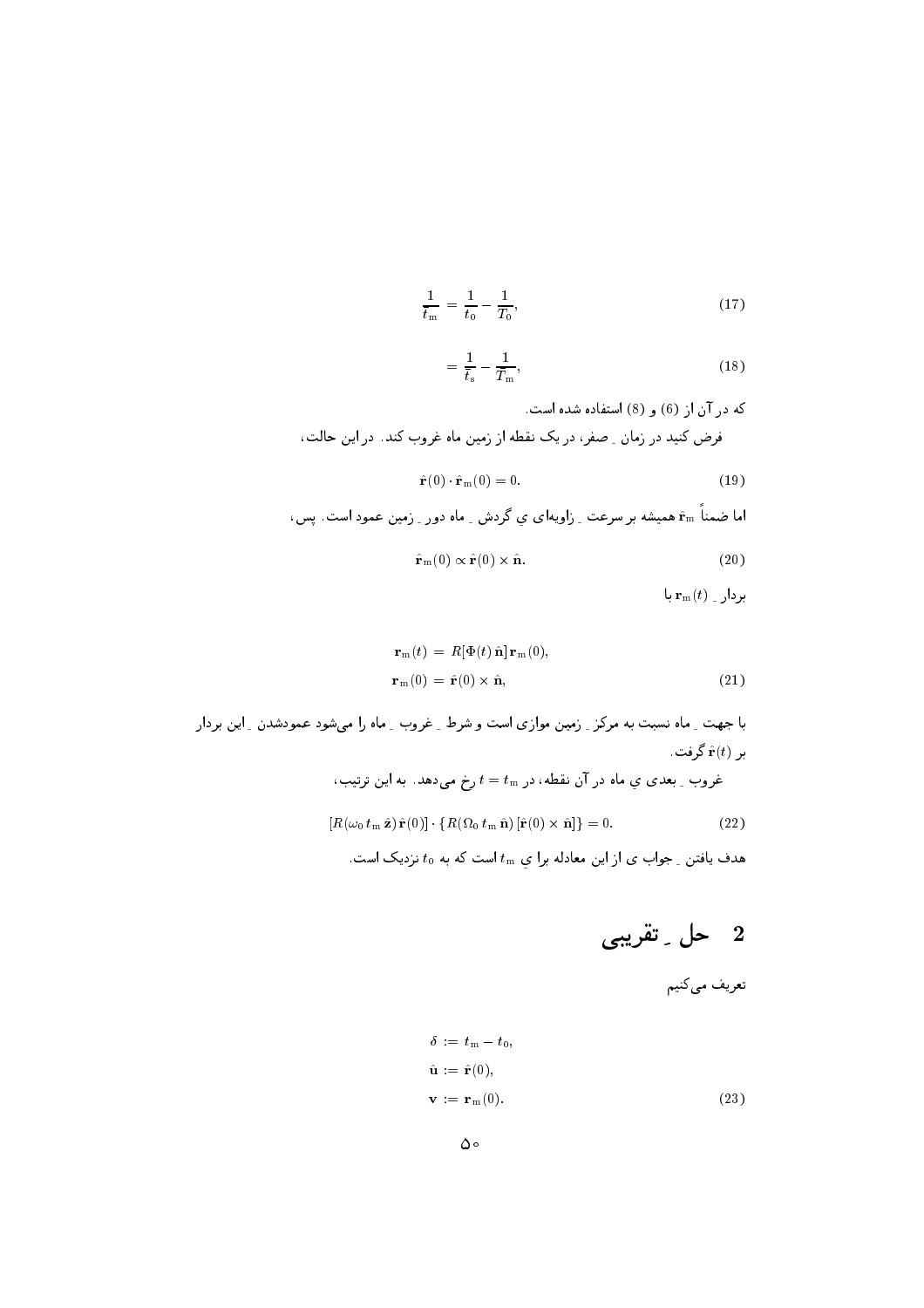$$\frac{1}{t_{\rm m}} = \frac{1}{t_0} - \frac{1}{T_0}, \tag{17}$$

$$= \frac{1}{t_{\rm s}} - \frac{1}{T_{\rm m}}, \tag{18}$$

که در آن از (6) و (8) استفاده شده است.

فرض کنید در زمانِ صفر، در یک نقطه از زمین ماه غروب کند. در این حالت،

$$\hat{\mathbf{r}}(0) \cdot \hat{\mathbf{r}}_{\rm m}(0) = 0. \tag{19}$$

اما ضمناً $\hat{\mathbf{r}}_{\rm m}$ همیشه بر سرعتِ زاویه‌ای یِ گردشِ ماه دورِ زمین عمود است. پس،

$$\hat{\mathbf{r}}_{\rm m}(0) \propto \hat{\mathbf{r}}(0) \times \hat{\mathbf{n}}. \tag{20}$$

بردارِ $\mathbf{r}_{\rm m}(t)$ با

$$\begin{aligned}
\mathbf{r}_{\rm m}(t) &= R[\Phi(t)\,\hat{\mathbf{n}}]\,\mathbf{r}_{\rm m}(0), \\
\mathbf{r}_{\rm m}(0) &= \hat{\mathbf{r}}(0) \times \hat{\mathbf{n}},
\end{aligned} \tag{21}$$

با جهتِ ماه نسبت به مرکزِ زمین موازی است و شرطِ غروبِ ماه را می‌شود عمودشدنِ این بردار بر $\hat{\mathbf{r}}(t)$ گرفت.

غروبِ بعدی یِ ماه در آن نقطه، در $t = t_{\rm m}$ رخ می‌دهد. به این ترتیب،

$$[R(\omega_0\, t_{\rm m}\, \hat{\mathbf{z}})\, \hat{\mathbf{r}}(0)] \cdot \{R(\Omega_0\, t_{\rm m}\, \hat{\mathbf{n}})\, [\hat{\mathbf{r}}(0) \times \hat{\mathbf{n}}]\} = 0. \tag{22}$$

هدف یافتنِ جواب ی از این معادله برا یِ $t_{\rm m}$ است که به $t_0$ نزدیک است.

## 2 حلِ تقریبی

تعریف می‌کنیم

$$\begin{aligned}
\delta &:= t_{\rm m} - t_0, \\
\hat{\mathbf{u}} &:= \hat{\mathbf{r}}(0), \\
\mathbf{v} &:= \mathbf{r}_{\rm m}(0).
\end{aligned} \tag{23}$$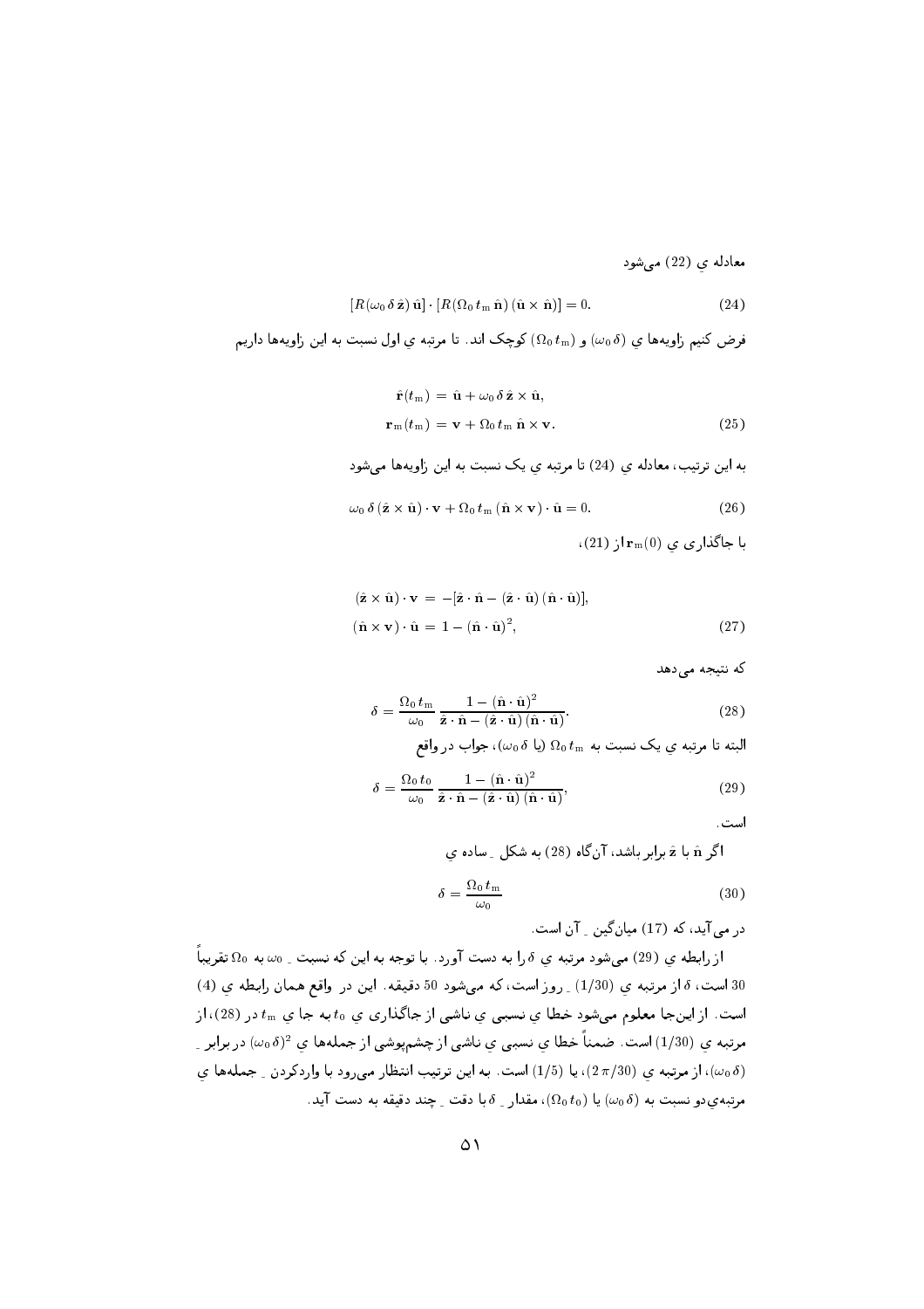معادله ی (22) می‌شود

$$[R(\omega_0\,\delta\,\hat{\mathbf{z}})\,\hat{\mathbf{u}}]\cdot[R(\Omega_0\,t_{\rm m}\,\hat{\mathbf{n}})\,(\hat{\mathbf{u}}\times\hat{\mathbf{n}})]=0. \tag{24}$$

فرض کنیم زاویه‌ها ی $(\omega_0\,\delta)$ و $(\Omega_0\,t_{\rm m})$ کوچک اند. تا مرتبه ی اول نسبت به این زاویه‌ها داریم

$$\begin{aligned}\hat{\mathbf{r}}(t_{\rm m}) &= \hat{\mathbf{u}}+\omega_0\,\delta\,\hat{\mathbf{z}}\times\hat{\mathbf{u}},\\ \mathbf{r}_{\rm m}(t_{\rm m}) &= \mathbf{v}+\Omega_0\,t_{\rm m}\,\hat{\mathbf{n}}\times\mathbf{v}.\end{aligned} \tag{25}$$

به این ترتیب، معادله ی (24) تا مرتبه ی یک نسبت به این زاویه‌ها می‌شود

$$\omega_0\,\delta\,(\hat{\mathbf{z}}\times\hat{\mathbf{u}})\cdot\mathbf{v}+\Omega_0\,t_{\rm m}\,(\hat{\mathbf{n}}\times\mathbf{v})\cdot\hat{\mathbf{u}}=0. \tag{26}$$

با جاگذاری ی $\mathbf{r}_{\rm m}(0)$ از (21)،

$$\begin{aligned}(\hat{\mathbf{z}}\times\hat{\mathbf{u}})\cdot\mathbf{v} &= -[\hat{\mathbf{z}}\cdot\hat{\mathbf{n}}-(\hat{\mathbf{z}}\cdot\hat{\mathbf{u}})\,(\hat{\mathbf{n}}\cdot\hat{\mathbf{u}})],\\ (\hat{\mathbf{n}}\times\mathbf{v})\cdot\hat{\mathbf{u}} &= 1-(\hat{\mathbf{n}}\cdot\hat{\mathbf{u}})^2,\end{aligned} \tag{27}$$

که نتیجه می‌دهد

$$\delta=\frac{\Omega_0\,t_{\rm m}}{\omega_0}\,\frac{1-(\hat{\mathbf{n}}\cdot\hat{\mathbf{u}})^2}{\hat{\mathbf{z}}\cdot\hat{\mathbf{n}}-(\hat{\mathbf{z}}\cdot\hat{\mathbf{u}})\,(\hat{\mathbf{n}}\cdot\hat{\mathbf{u}})}. \tag{28}$$

البته تا مرتبه ی یک نسبت به $\Omega_0\,t_{\rm m}$ (یا $\omega_0\,\delta$)، جواب در واقع

$$\delta=\frac{\Omega_0\,t_0}{\omega_0}\,\frac{1-(\hat{\mathbf{n}}\cdot\hat{\mathbf{u}})^2}{\hat{\mathbf{z}}\cdot\hat{\mathbf{n}}-(\hat{\mathbf{z}}\cdot\hat{\mathbf{u}})\,(\hat{\mathbf{n}}\cdot\hat{\mathbf{u}})}, \tag{29}$$

است.

اگر $\hat{\mathbf{n}}$ با $\hat{\mathbf{z}}$ برابر باشد، آن‌گاه (28) به شکل ِ ساده ی

$$\delta=\frac{\Omega_0\,t_{\rm m}}{\omega_0} \tag{30}$$

در می‌آید، که (17) میانگین ِ آن است.

از رابطه ی (29) می‌شود مرتبه ی $\delta$ را به دست آورد. با توجه به این که نسبت ِ $\omega_0$ به $\Omega_0$ تقریباً 30 است، $\delta$ از مرتبه ی $(1/30)$ ِ روز است، که می‌شود 50 دقیقه. این در واقع همان رابطه ی (4) است. از این‌جا معلوم می‌شود خطا ی نسبی ی ناشی از جاگذاری ی $t_0$ به جا ی $t_{\rm m}$ در (28)، از مرتبه ی $(1/30)$ است. ضمناً خطا ی نسبی ی ناشی از چشم‌پوشی از جمله‌ها ی $(\omega_0\,\delta)^2$ در برابر ِ $(\omega_0\,\delta)$، از مرتبه ی $(2\,\pi/30)$، یا $(1/5)$ است. به این ترتیب انتظار می‌رود با واردکردن ِ جمله‌ها ی مرتبه‌ی‌دو نسبت به $(\omega_0\,\delta)$ یا $(\Omega_0\,t_0)$، مقدار ِ $\delta$ با دقت ِ چند دقیقه به دست آید.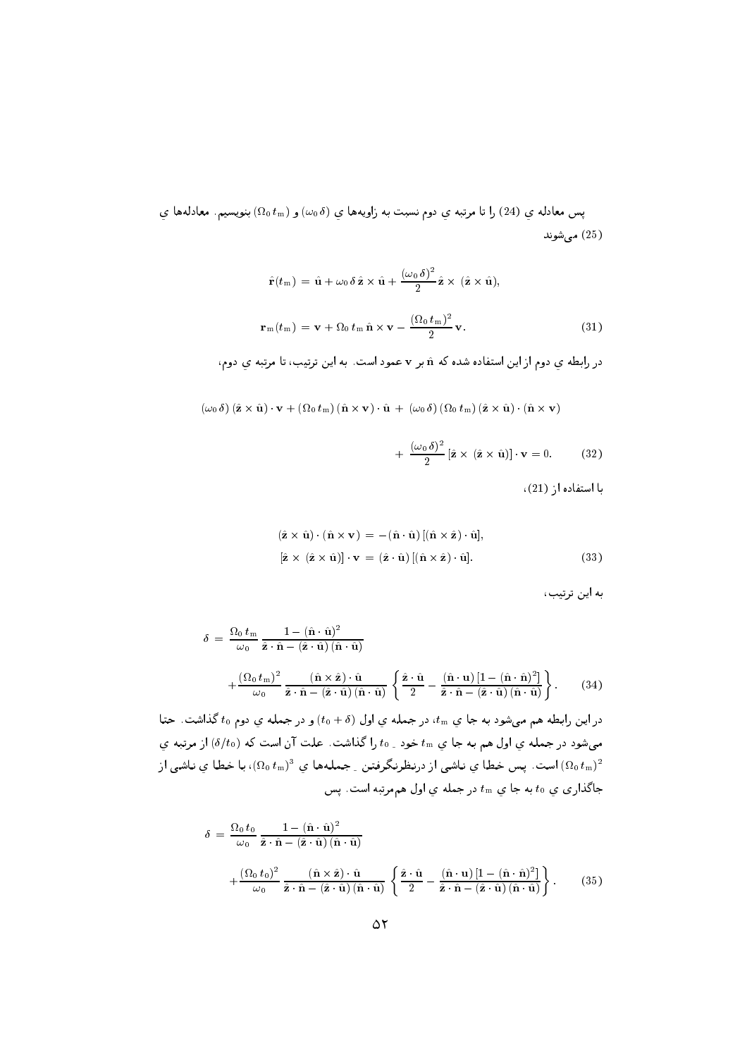پس معادله ی (24) را تا مرتبه ی دوم نسبت به زاویه‌ها ی $(\omega_0\,\delta)$ و $(\Omega_0\,t_{\rm m})$ بنویسیم. معادله‌ها ی (25) می‌شوند

$$\hat{\mathbf{r}}(t_{\rm m}) = \hat{\mathbf{u}} + \omega_0\,\delta\,\hat{\mathbf{z}}\times\hat{\mathbf{u}} + \frac{(\omega_0\,\delta)^2}{2}\,\hat{\mathbf{z}}\times(\hat{\mathbf{z}}\times\hat{\mathbf{u}}),$$

$$\mathbf{r}_{\rm m}(t_{\rm m}) = \mathbf{v} + \Omega_0\,t_{\rm m}\,\hat{\mathbf{n}}\times\mathbf{v} - \frac{(\Omega_0\,t_{\rm m})^2}{2}\,\mathbf{v}. \qquad (31)$$

در رابطه ی دوم از این استفاده شده که $\hat{\mathbf{n}}$ بر $\mathbf{v}$ عمود است. به این ترتیب، تا مرتبه ی دوم،

$$(\omega_0\,\delta)\,(\hat{\mathbf{z}}\times\hat{\mathbf{u}})\cdot\mathbf{v} + (\Omega_0\,t_{\rm m})\,(\hat{\mathbf{n}}\times\mathbf{v})\cdot\hat{\mathbf{u}} + (\omega_0\,\delta)\,(\Omega_0\,t_{\rm m})\,(\hat{\mathbf{z}}\times\hat{\mathbf{u}})\cdot(\hat{\mathbf{n}}\times\mathbf{v})$$

$$+\ \frac{(\omega_0\,\delta)^2}{2}\,[\hat{\mathbf{z}}\times(\hat{\mathbf{z}}\times\hat{\mathbf{u}})]\cdot\mathbf{v} = 0. \qquad (32)$$

با استفاده از (21)،

$$(\hat{\mathbf{z}}\times\hat{\mathbf{u}})\cdot(\hat{\mathbf{n}}\times\mathbf{v}) = -(\hat{\mathbf{n}}\cdot\hat{\mathbf{u}})\,[(\hat{\mathbf{n}}\times\hat{\mathbf{z}})\cdot\hat{\mathbf{u}}],$$

$$[\hat{\mathbf{z}}\times(\hat{\mathbf{z}}\times\hat{\mathbf{u}})]\cdot\mathbf{v} = (\hat{\mathbf{z}}\cdot\hat{\mathbf{u}})\,[(\hat{\mathbf{n}}\times\hat{\mathbf{z}})\cdot\hat{\mathbf{u}}]. \qquad (33)$$

به این ترتیب،

$$\delta = \frac{\Omega_0\,t_{\rm m}}{\omega_0}\,\frac{1-(\hat{\mathbf{n}}\cdot\hat{\mathbf{u}})^2}{\hat{\mathbf{z}}\cdot\hat{\mathbf{n}}-(\hat{\mathbf{z}}\cdot\hat{\mathbf{u}})\,(\hat{\mathbf{n}}\cdot\hat{\mathbf{u}})}$$

$$+\frac{(\Omega_0\,t_{\rm m})^2}{\omega_0}\,\frac{(\hat{\mathbf{n}}\times\hat{\mathbf{z}})\cdot\hat{\mathbf{u}}}{\hat{\mathbf{z}}\cdot\hat{\mathbf{n}}-(\hat{\mathbf{z}}\cdot\hat{\mathbf{u}})\,(\hat{\mathbf{n}}\cdot\hat{\mathbf{u}})}\left\{\frac{\hat{\mathbf{z}}\cdot\hat{\mathbf{u}}}{2}-\frac{(\hat{\mathbf{n}}\cdot\mathbf{u})\,[1-(\hat{\mathbf{n}}\cdot\hat{\mathbf{n}})^2]}{\hat{\mathbf{z}}\cdot\hat{\mathbf{n}}-(\hat{\mathbf{z}}\cdot\hat{\mathbf{u}})\,(\hat{\mathbf{n}}\cdot\hat{\mathbf{u}})}\right\}. \qquad (34)$$

در این رابطه هم می‌شود به جا ی $t_{\rm m}$، در جمله ی اول $(t_0+\delta)$ و در جمله ی دوم $t_0$ گذاشت. حتا می‌شود در جمله ی اول هم به جا ی $t_{\rm m}$ خود ِ $t_0$ را گذاشت. علت آن است که $(\delta/t_0)$ از مرتبه ی $(\Omega_0\,t_{\rm m})^2$ است. پس خطا ی ناشی از درنظرنگرفتن ِ جمله‌ها ی $(\Omega_0\,t_{\rm m})^3$، با خطا ی ناشی از جاگذاری ی $t_0$ به جا ی $t_{\rm m}$ در جمله ی اول هم‌مرتبه است. پس

$$\delta = \frac{\Omega_0\,t_0}{\omega_0}\,\frac{1-(\hat{\mathbf{n}}\cdot\hat{\mathbf{u}})^2}{\hat{\mathbf{z}}\cdot\hat{\mathbf{n}}-(\hat{\mathbf{z}}\cdot\hat{\mathbf{u}})\,(\hat{\mathbf{n}}\cdot\hat{\mathbf{u}})}$$

$$+\frac{(\Omega_0\,t_0)^2}{\omega_0}\,\frac{(\hat{\mathbf{n}}\times\hat{\mathbf{z}})\cdot\hat{\mathbf{u}}}{\hat{\mathbf{z}}\cdot\hat{\mathbf{n}}-(\hat{\mathbf{z}}\cdot\hat{\mathbf{u}})\,(\hat{\mathbf{n}}\cdot\hat{\mathbf{u}})}\left\{\frac{\hat{\mathbf{z}}\cdot\hat{\mathbf{u}}}{2}-\frac{(\hat{\mathbf{n}}\cdot\mathbf{u})\,[1-(\hat{\mathbf{n}}\cdot\hat{\mathbf{n}})^2]}{\hat{\mathbf{z}}\cdot\hat{\mathbf{n}}-(\hat{\mathbf{z}}\cdot\hat{\mathbf{u}})\,(\hat{\mathbf{n}}\cdot\hat{\mathbf{u}})}\right\}. \qquad (35)$$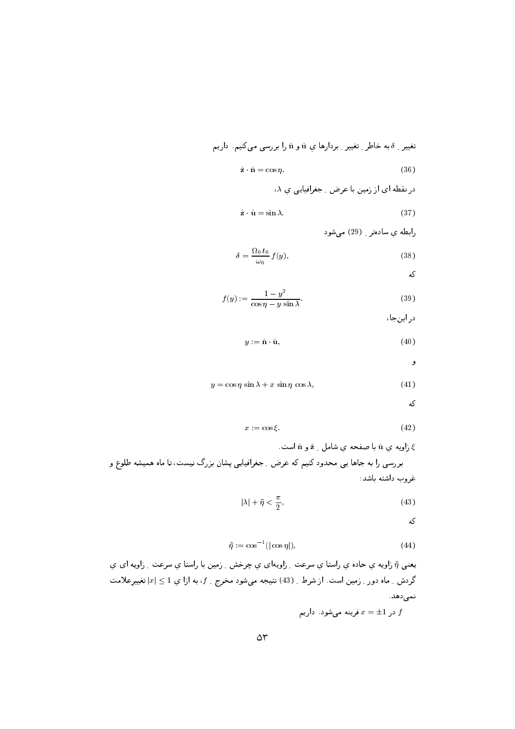تغییرِ $\delta$ به خاطرِ تغییرِ بردارهایِ $\hat{\mathbf{u}}$ و $\hat{\mathbf{n}}$ را بررسی می‌کنیم. داریم

$$\hat{\mathbf{z}}\cdot\hat{\mathbf{n}} = \cos\eta. \tag{36}$$

در نقطه ای از زمین با عرضِ جغرافیایی یِ $\lambda$،

$$\hat{\mathbf{z}}\cdot\hat{\mathbf{u}} = \sin\lambda. \tag{37}$$

رابطه یِ ساده‌ترِ (29) می‌شود

$$\delta = \frac{\Omega_0\, t_0}{\omega_0}\, f(y), \tag{38}$$

که

$$f(y) := \frac{1-y^2}{\cos\eta - y\,\sin\lambda}. \tag{39}$$

در این‌جا،

$$y := \hat{\mathbf{n}}\cdot\hat{\mathbf{u}}, \tag{40}$$

و

$$y = \cos\eta\,\sin\lambda + x\,\sin\eta\,\cos\lambda, \tag{41}$$

که

$$x := \cos\xi. \tag{42}$$

$\xi$ زاویه یِ $\hat{\mathbf{u}}$ با صفحه یِ شاملِ $\hat{\mathbf{z}}$ و $\hat{\mathbf{n}}$ است.

بررسی را به جاها یی محدود کنیم که عرضِ جغرافیایی یشان بزرگ نیست، تا ماه همیشه طلوع و غروب داشته باشد:

$$|\lambda| + \tilde{\eta} < \frac{\pi}{2}, \tag{43}$$

که

$$\tilde{\eta} := \cos^{-1}(|\cos\eta|), \tag{44}$$

یعنی $\tilde{\eta}$ زاویه یِ حاده یِ راستا یِ سرعتِ زاویه‌ای یِ چرخشِ زمین با راستا یِ سرعتِ زاویه ای یِ گردشِ ماه دورِ زمین است. از شرطِ (43) نتیجه می‌شود مخرجِ $f$، به ازا یِ $|x| \leq 1$ تغییرِعلامت نمی‌دهد.

$f$ در $x = \pm 1$ فرینه می‌شود. داریم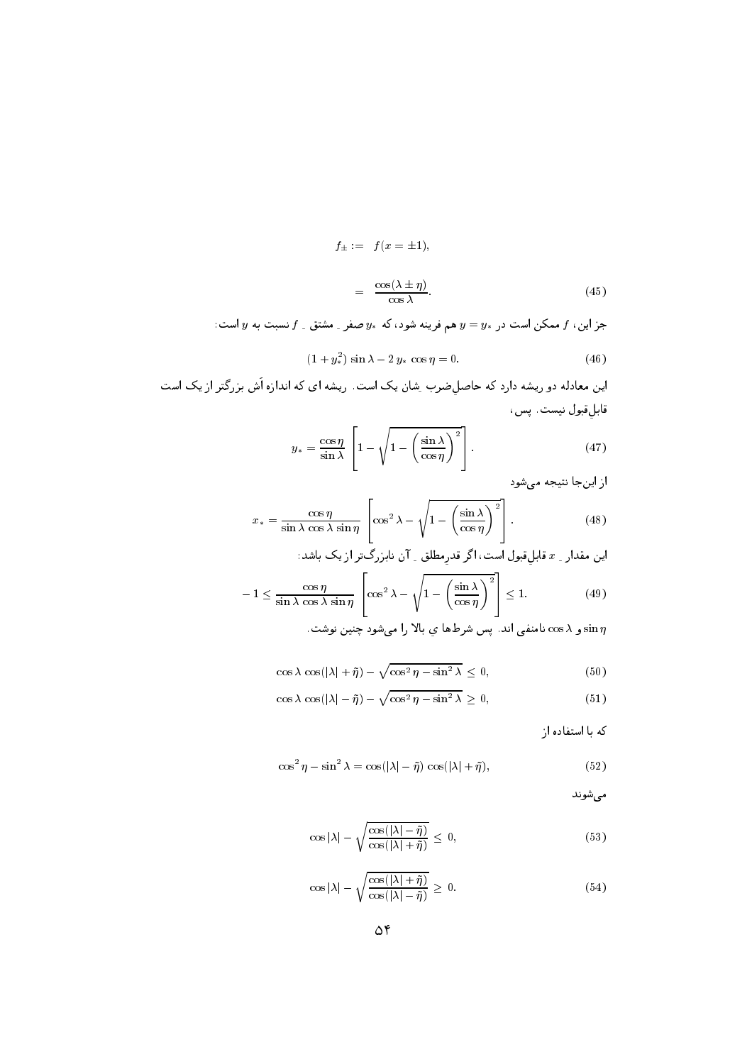$$f_{\pm} := \quad f(x = \pm 1),$$

$$= \quad \frac{\cos(\lambda \pm \eta)}{\cos\lambda}. \tag{45}$$

جز این، $f$ ممکن است در $y = y_*$ هم فرینه شود، که $y_*$ صفرِ مشتقِ $f$ نسبت به $y$ است:

$$(1 + y_*^2)\,\sin\lambda - 2\,y_*\,\cos\eta = 0. \tag{46}$$

این معادله دو ریشه دارد که حاصل‌ضربِ شان یک است. ریشه ای که اندازه اَش بزرگ‌تر از یک است قابل‌قبول نیست. پس،

$$y_* = \frac{\cos\eta}{\sin\lambda}\,\left[1 - \sqrt{1 - \left(\frac{\sin\lambda}{\cos\eta}\right)^2}\,\right]. \tag{47}$$

از این‌جا نتیجه می‌شود

$$x_* = \frac{\cos\eta}{\sin\lambda\,\cos\lambda\,\sin\eta}\,\left[\cos^2\lambda - \sqrt{1 - \left(\frac{\sin\lambda}{\cos\eta}\right)^2}\,\right]. \tag{48}$$

این مقدارِ $x$ قابل‌قبول است، اگر قدرِمطلقِ آن نابزرگ‌تر از یک باشد:

$$-1 \leq \frac{\cos\eta}{\sin\lambda\,\cos\lambda\,\sin\eta}\,\left[\cos^2\lambda - \sqrt{1 - \left(\frac{\sin\lambda}{\cos\eta}\right)^2}\,\right] \leq 1. \tag{49}$$

$\sin\eta$ و $\cos\lambda$ نامنفی اند. پس شرط‌ها ي بالا را می‌شود چنین نوشت.

$$\cos\lambda\,\cos(|\lambda| + \tilde{\eta}) - \sqrt{\cos^2\eta - \sin^2\lambda} \,\leq\, 0, \tag{50}$$

$$\cos\lambda\,\cos(|\lambda| - \tilde{\eta}) - \sqrt{\cos^2\eta - \sin^2\lambda} \,\geq\, 0, \tag{51}$$

که با استفاده از

$$\cos^2\eta - \sin^2\lambda = \cos(|\lambda| - \tilde{\eta})\,\cos(|\lambda| + \tilde{\eta}), \tag{52}$$

می‌شوند

$$\cos|\lambda| - \sqrt{\frac{\cos(|\lambda| - \tilde{\eta})}{\cos(|\lambda| + \tilde{\eta})}} \,\leq\, 0, \tag{53}$$

$$\cos|\lambda| - \sqrt{\frac{\cos(|\lambda| + \tilde{\eta})}{\cos(|\lambda| - \tilde{\eta})}} \,\geq\, 0. \tag{54}$$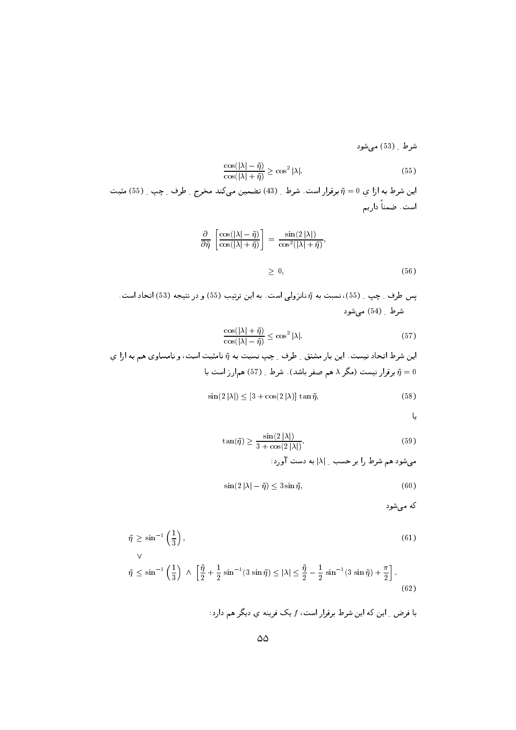شرط ـ (53) می‌شود

$$\frac{\cos(|\lambda|-\tilde{\eta})}{\cos(|\lambda|+\tilde{\eta})} \geq \cos^2|\lambda|. \tag{55}$$

این شرط به ازا ی $\tilde{\eta}=0$ برقرار است. شرط ـ (43) تضمین می‌کند مخرج ـ طرف ـ چپ ـ (55) مثبت است. ضمناً داریم

$$\frac{\partial}{\partial\tilde{\eta}}\left[\frac{\cos(|\lambda|-\tilde{\eta})}{\cos(|\lambda|+\tilde{\eta})}\right] = \frac{\sin(2\,|\lambda|)}{\cos^2(|\lambda|+\tilde{\eta})},$$

$$\geq 0, \tag{56}$$

پس طرف ـ چپ ـ (55)، نسبت به $\tilde{\eta}$ نانزولی است. به این ترتیب (55) و در نتیجه (53) اتحاد است.

شرط ـ (54) می‌شود

$$\frac{\cos(|\lambda|+\tilde{\eta})}{\cos(|\lambda|-\tilde{\eta})} \leq \cos^2|\lambda|. \tag{57}$$

این شرط اتحاد نیست. این بار مشتق ـ طرف ـ چپ نسبت به $\tilde{\eta}$ نامثبت است، و نامساوی هم به ازا ی $\tilde{\eta}=0$ برقرار نیست (مگر $\lambda$ هم صفر باشد). شرط ـ (57) هم‌ارز است با

$$\sin(2\,|\lambda|) \leq [3+\cos(2\,|\lambda|)]\,\tan\tilde{\eta}, \tag{58}$$

یا

$$\tan(\tilde{\eta}) \geq \frac{\sin(2\,|\lambda|)}{3+\cos(2\,|\lambda|)}. \tag{59}$$

می‌شود هم شرط را بر حسب ـ $|\lambda|$ به دست آورد:

$$\sin(2\,|\lambda|-\tilde{\eta}) \leq 3\sin\tilde{\eta}, \tag{60}$$

که می‌شود

$$\tilde{\eta} \geq \sin^{-1}\left(\frac{1}{3}\right), \tag{61}$$

$$\vee$$

$$\tilde{\eta} \leq \sin^{-1}\left(\frac{1}{3}\right) \;\wedge\; \left[\frac{\tilde{\eta}}{2}+\frac{1}{2}\sin^{-1}(3\sin\tilde{\eta}) \leq |\lambda| \leq \frac{\tilde{\eta}}{2}-\frac{1}{2}\sin^{-1}(3\sin\tilde{\eta})+\frac{\pi}{2}\right]. \tag{62}$$

با فرض ـ این که این شرط برقرار است، $f$ یک فرینه ی دیگر هم دارد: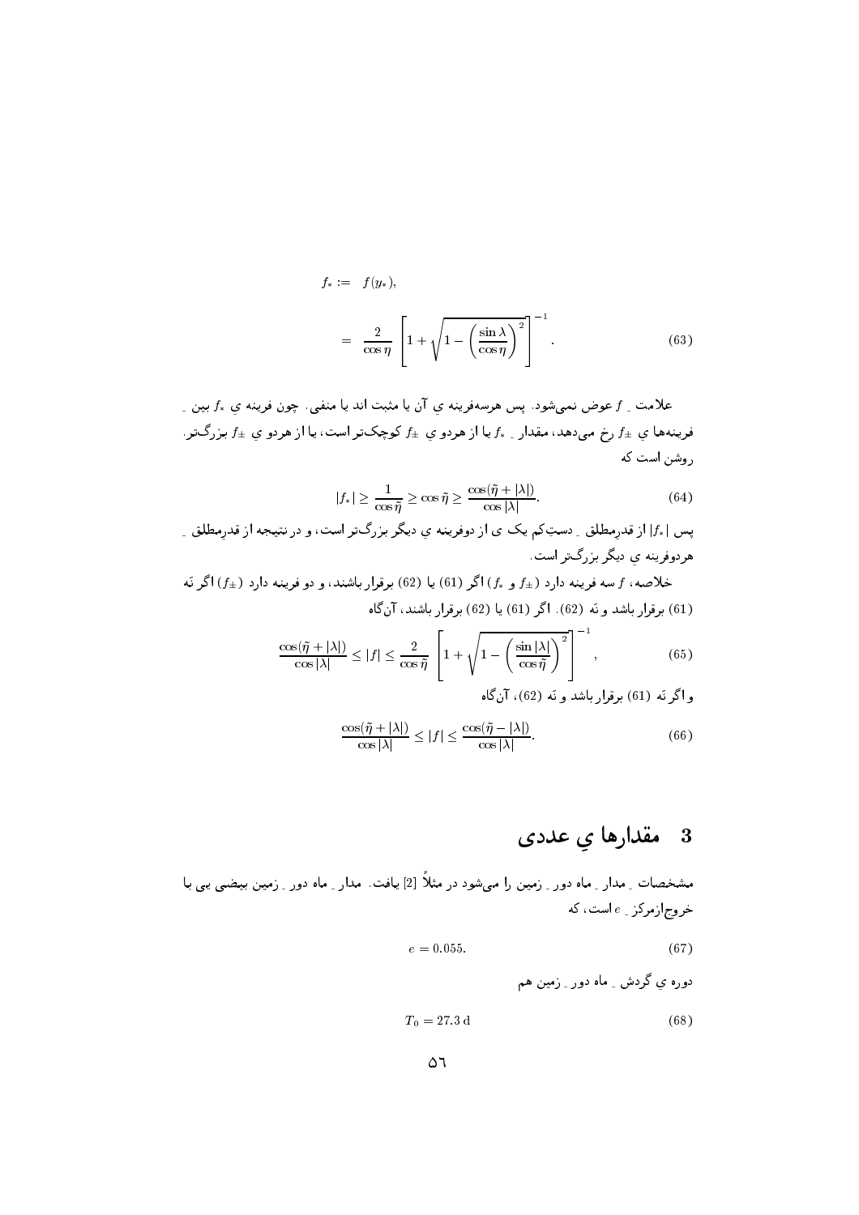$$
\begin{aligned}
f_* &:= f(y_*), \\
&= \frac{2}{\cos\eta}\left[1+\sqrt{1-\left(\frac{\sin\lambda}{\cos\eta}\right)^2}\,\right]^{-1}.
\end{aligned} \tag{63}
$$

علامت ِ $f$ عوض نمی‌شود. پس هرسه‌فرینه ی آن یا مثبت اند یا منفی. چون فرینه ی $f_*$ بین ِ فرینه‌ها ی $f_\pm$ رخ می‌دهد، مقدار ِ $f_*$ یا از هردو ی $f_\pm$ کوچک‌تر است، یا از هردو ی $f_\pm$ بزرگ‌تر. روشن است که

$$
|f_*| \geq \frac{1}{\cos\tilde{\eta}} \geq \cos\tilde{\eta} \geq \frac{\cos(\tilde{\eta}+|\lambda|)}{\cos|\lambda|}. \tag{64}
$$

پس $|f_*|$ از قدرمطلق ِ دستِ‌کم یک ی از دوفرینه ی دیگر بزرگ‌تر است، و در نتیجه از قدرمطلق ِ هردوفرینه ی دیگر بزرگ‌تر است.

خلاصه، $f$ سه فرینه دارد ($f_\pm$ و $f_*$) اگر (61) یا (62) برقرار باشند، و دو فرینه دارد ($f_\pm$) اگر نَه (61) برقرار باشد و نَه (62). اگر (61) یا (62) برقرار باشند، آن‌گاه

$$
\frac{\cos(\tilde{\eta}+|\lambda|)}{\cos|\lambda|} \leq |f| \leq \frac{2}{\cos\tilde{\eta}}\left[1+\sqrt{1-\left(\frac{\sin|\lambda|}{\cos\tilde{\eta}}\right)^2}\,\right]^{-1}, \tag{65}
$$

و اگر نَه (61) برقرار باشد و نَه (62)، آن‌گاه

$$
\frac{\cos(\tilde{\eta}+|\lambda|)}{\cos|\lambda|} \leq |f| \leq \frac{\cos(\tilde{\eta}-|\lambda|)}{\cos|\lambda|}. \tag{66}
$$

## 3 مقدارها ی ِ عددی

مشخصات ِ مدار ِ ماه دور ِ زمین را می‌شود در مثلاً [2] یافت. مدار ِ ماه دور ِ زمین بیضی یی با خروج‌ازمرکز ِ $e$ است، که

$$
e = 0.055. \tag{67}
$$

دوره ی گردش ِ ماه دور ِ زمین هم

$$
T_0 = 27.3\,\mathrm{d} \tag{68}
$$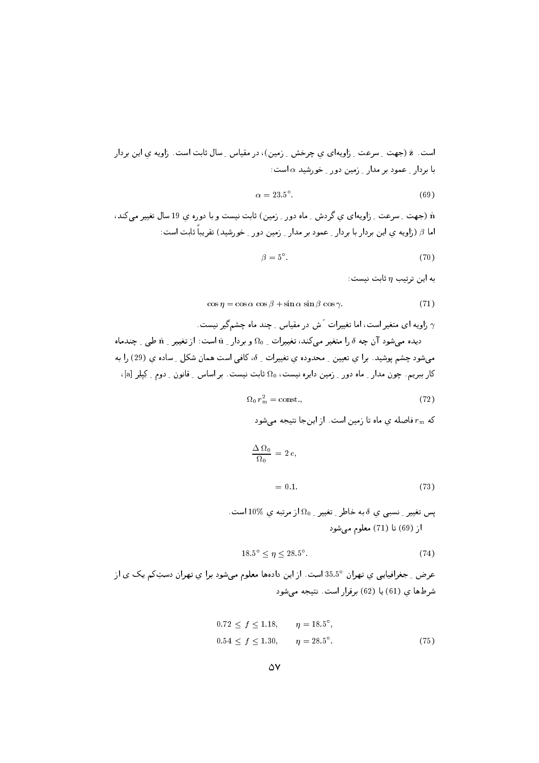است. $\hat{\mathbf{z}}$ (جهت ِ سرعت ِ زاویه‌ای ی چرخش ِ زمین)، در مقیاس ِ سال ثابت است. زاویه ی این بردار با بردار ِ عمود بر مدار ِ زمین دور ِ خورشید $\alpha$ است:

$$\alpha = 23.5^\circ. \tag{69}$$

$\hat{\mathbf{n}}$ (جهت ِ سرعت ِ زاویه‌ای ی گردش ِ ماه دور ِ زمین) ثابت نیست و با دوره ی 19 سال تغییر می‌کند، اما $\beta$ (زاویه ی این بردار با بردار ِ عمود بر مدار ِ زمین دور ِ خورشید) تقریباً ثابت است:

$$\beta = 5^\circ. \tag{70}$$

به این ترتیب $\eta$ ثابت نیست:

$$\cos\eta = \cos\alpha\,\cos\beta + \sin\alpha\,\sin\beta\,\cos\gamma. \tag{71}$$

$\gamma$ زاویه ای متغیر است، اما تغییرات َ‌ش در مقیاس ِ چند ماه چشم‌گیر نیست.

دیده می‌شود آن چه $\delta$ را متغیر می‌کند، تغییرات ِ $\Omega_0$ و بردار ِ $\hat{\mathbf{u}}$ است: از تغییر ِ $\hat{\mathbf{n}}$ طی ِ چندماه می‌شود چشم پوشید. برا ی تعیین ِ محدوده ی تغییرات ِ $\delta$، کافی است همان شکل ِ ساده ی (29) را به کار ببریم. چون مدار ِ ماه دور ِ زمین دایره نیست، $\Omega_0$ ثابت نیست. بر اساس ِ قانون ِ دوم ِ کپلر [a]،

$$\Omega_0\, r_{\mathrm{m}}^2 = \mathrm{const.}, \tag{72}$$

که $r_{\mathrm{m}}$ فاصله ی ماه تا زمین است. از این‌جا نتیجه می‌شود

$$\frac{\Delta\,\Omega_0}{\Omega_0} = 2\,e,$$

$$= 0.1. \tag{73}$$

پس تغییر ِ نسبی ی $\delta$ به خاطر ِ تغییر ِ $\Omega_0$ از مرتبه ی $10\%$ است.

از (69) تا (71) معلوم می‌شود

$$18.5^\circ \le \eta \le 28.5^\circ. \tag{74}$$

عرض ِ جغرافیایی ی تهران $35.5^\circ$ است. از این داده‌ها معلوم می‌شود برا ی تهران دست‌ِکم یک ی از شرط‌ها ی (61) یا (62) برقرار است. نتیجه می‌شود

$$\begin{aligned} 0.72 \le f \le 1.18, &\qquad \eta = 18.5^\circ,\\ 0.54 \le f \le 1.30, &\qquad \eta = 28.5^\circ. \end{aligned} \tag{75}$$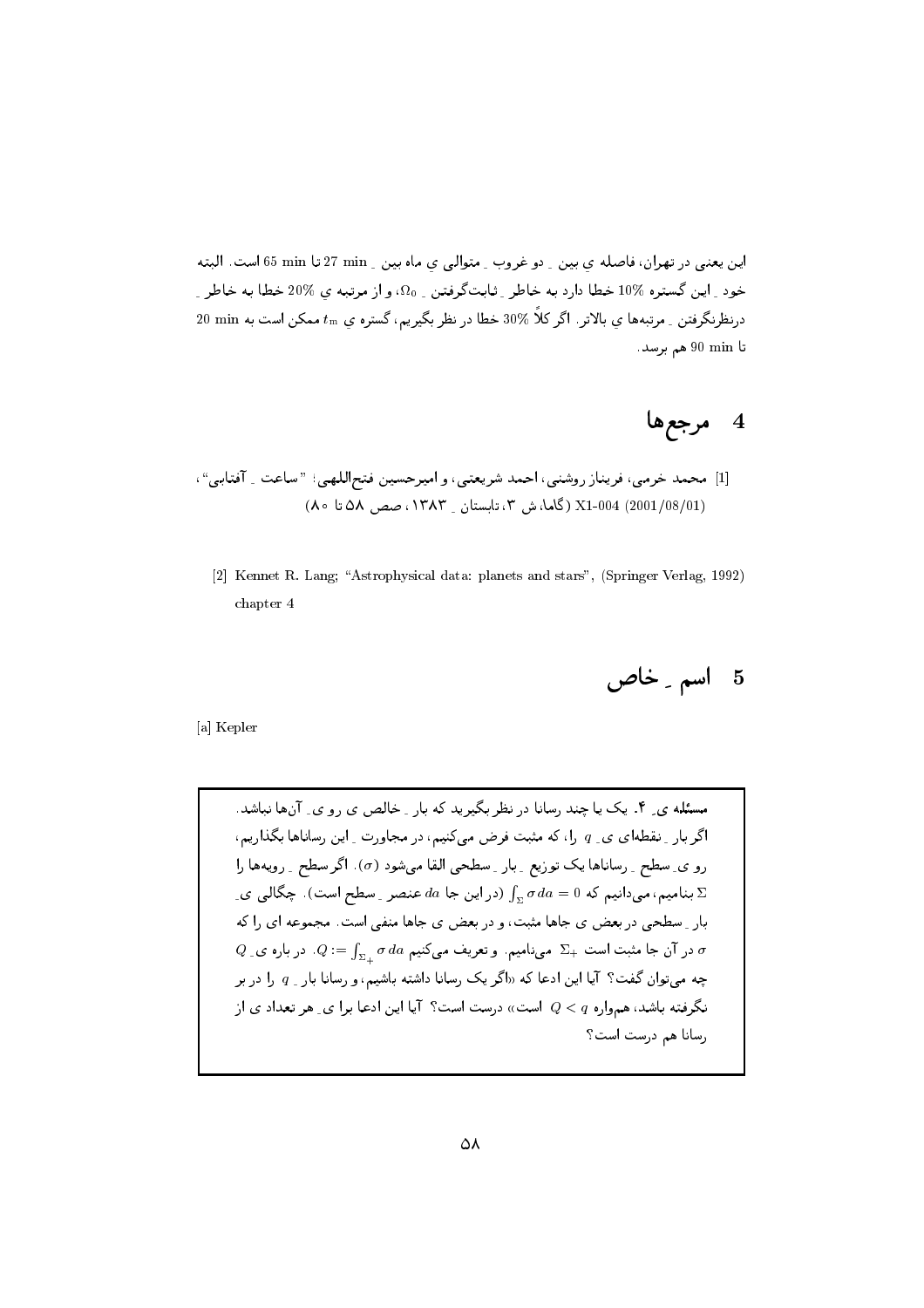این یعنی در تهران، فاصله ی بین ـ دو غروب ـ متوالی ی ماه بین ـ 27 min تا 65 min است. البته خود ـ این گستره 10% خطا دارد به خاطر ـ ثابت‌گرفتن ـ $\Omega_0$، و از مرتبه ی 20% خطا به خاطر ـ درنظرنگرفتن ـ مرتبه‌ها ی بالاتر. اگر کلاً 30% خطا در نظر بگیریم، گستره ی $t_m$ ممکن است به 20 min تا 90 min هم برسد.

## 4 مرجع‌ها

[1] محمد خرمی، فریناز روشنی، احمد شریعتی، و امیرحسین فتح‌اللهی؛ "ساعت ـ آفتابی"، X1-004 (2001/08/01) (گاما، ش ۳، تابستان ـ ۱۳۸۳، صص ۵۸ تا ۸۰)

[2] Kennet R. Lang; "Astrophysical data: planets and stars", (Springer Verlag, 1992) chapter 4

## 5 اسم ـ خاص

[a] Kepler

**مسئله ی ـ ۴.** یک یا چند رسانا در نظر بگیرید که بار ـ خالص ی رو ی ـ آن‌ها نباشد. اگر بار ـ نقطه‌ای ی ـ $q$ را، که مثبت فرض می‌کنیم، در مجاورت ـ این رساناها بگذاریم، رو ی ـ سطح ـ رساناها یک توزیع ـ بار ـ سطحی القا می‌شود ($\sigma$). اگر سطح ـ رویه‌ها را $\Sigma$ بنامیم، می‌دانیم که $\int_\Sigma \sigma\, da = 0$ (در این جا $da$ عنصر ـ سطح است). چگالی ی ـ بار ـ سطحی در بعض ی جاها مثبت، و در بعض ی جاها منفی است. مجموعه ای را که $\sigma$ در آن جا مثبت است $\Sigma_+$ می‌نامیم. و تعریف می‌کنیم $Q := \int_{\Sigma_+} \sigma\, da$. در باره ی ـ $Q$ چه می‌توان گفت؟ آیا این ادعا که «اگر یک رسانا داشته باشیم، و رسانا بار ـ $q$ را در بر نگرفته باشد، همواره $Q < q$ است» درست است؟ آیا این ادعا برا ی ـ هر تعداد ی از رسانا هم درست است؟